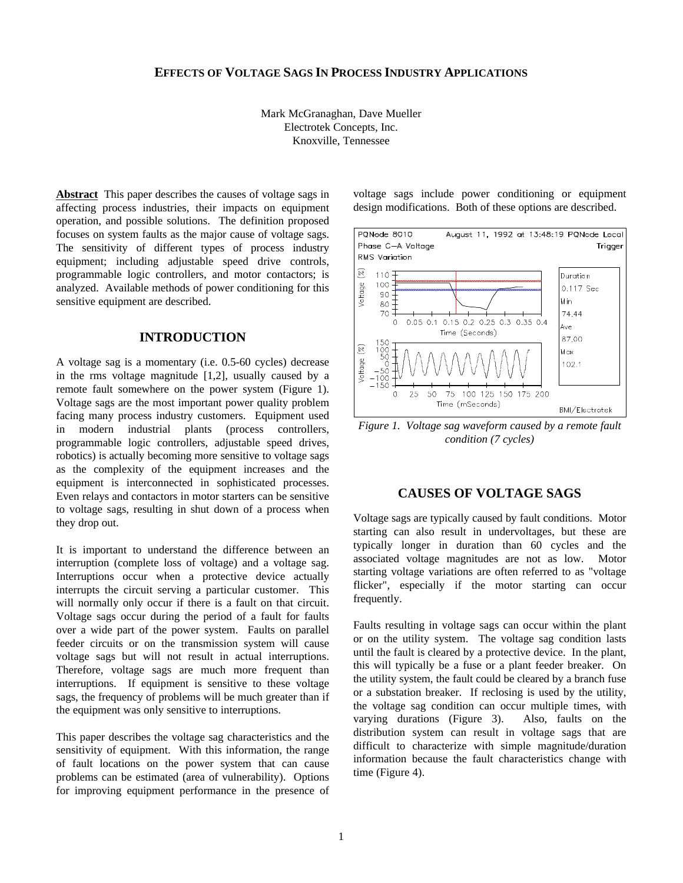# EFFECTS OF VOLTAGE SAGS IN PROCESS INDUSTRY APPLICATIONS

Mark McGranaghan, Dave Mueller
Electrotek Concepts, Inc.
Knoxville, Tennessee

**Abstract** This paper describes the causes of voltage sags in affecting process industries, their impacts on equipment operation, and possible solutions. The definition proposed focuses on system faults as the major cause of voltage sags. The sensitivity of different types of process industry equipment; including adjustable speed drive controls, programmable logic controllers, and motor contactors; is analyzed. Available methods of power conditioning for this sensitive equipment are described.

## INTRODUCTION

A voltage sag is a momentary (i.e. 0.5-60 cycles) decrease in the rms voltage magnitude [1,2], usually caused by a remote fault somewhere on the power system (Figure 1). Voltage sags are the most important power quality problem facing many process industry customers. Equipment used in modern industrial plants (process controllers, programmable logic controllers, adjustable speed drives, robotics) is actually becoming more sensitive to voltage sags as the complexity of the equipment increases and the equipment is interconnected in sophisticated processes. Even relays and contactors in motor starters can be sensitive to voltage sags, resulting in shut down of a process when they drop out.

It is important to understand the difference between an interruption (complete loss of voltage) and a voltage sag. Interruptions occur when a protective device actually interrupts the circuit serving a particular customer. This will normally only occur if there is a fault on that circuit. Voltage sags occur during the period of a fault for faults over a wide part of the power system. Faults on parallel feeder circuits or on the transmission system will cause voltage sags but will not result in actual interruptions. Therefore, voltage sags are much more frequent than interruptions. If equipment is sensitive to these voltage sags, the frequency of problems will be much greater than if the equipment was only sensitive to interruptions.

This paper describes the voltage sag characteristics and the sensitivity of equipment. With this information, the range of fault locations on the power system that can cause problems can be estimated (area of vulnerability). Options for improving equipment performance in the presence of voltage sags include power conditioning or equipment design modifications. Both of these options are described.

PQNode 8010    August 11, 1992 at 13:48:19 PQNode Local
Phase C-A Voltage    Trigger
RMS Variation

Voltage (%)
110
100
90
80
70
0 0.05 0.1 0.15 0.2 0.25 0.3 0.35 0.4
Time (Seconds)

Voltage (%)
150
100
50
0
-50
-100
-150
0 25 50 75 100 125 150 175 200
Time (mSeconds)

Duration
0.117 Sec
Min
74.44
Ave
87.00
Max
102.1

BMI/Electrotek

*Figure 1. Voltage sag waveform caused by a remote fault condition (7 cycles)*

## CAUSES OF VOLTAGE SAGS

Voltage sags are typically caused by fault conditions. Motor starting can also result in undervoltages, but these are typically longer in duration than 60 cycles and the associated voltage magnitudes are not as low. Motor starting voltage variations are often referred to as "voltage flicker", especially if the motor starting can occur frequently.

Faults resulting in voltage sags can occur within the plant or on the utility system. The voltage sag condition lasts until the fault is cleared by a protective device. In the plant, this will typically be a fuse or a plant feeder breaker. On the utility system, the fault could be cleared by a branch fuse or a substation breaker. If reclosing is used by the utility, the voltage sag condition can occur multiple times, with varying durations (Figure 3). Also, faults on the distribution system can result in voltage sags that are difficult to characterize with simple magnitude/duration information because the fault characteristics change with time (Figure 4).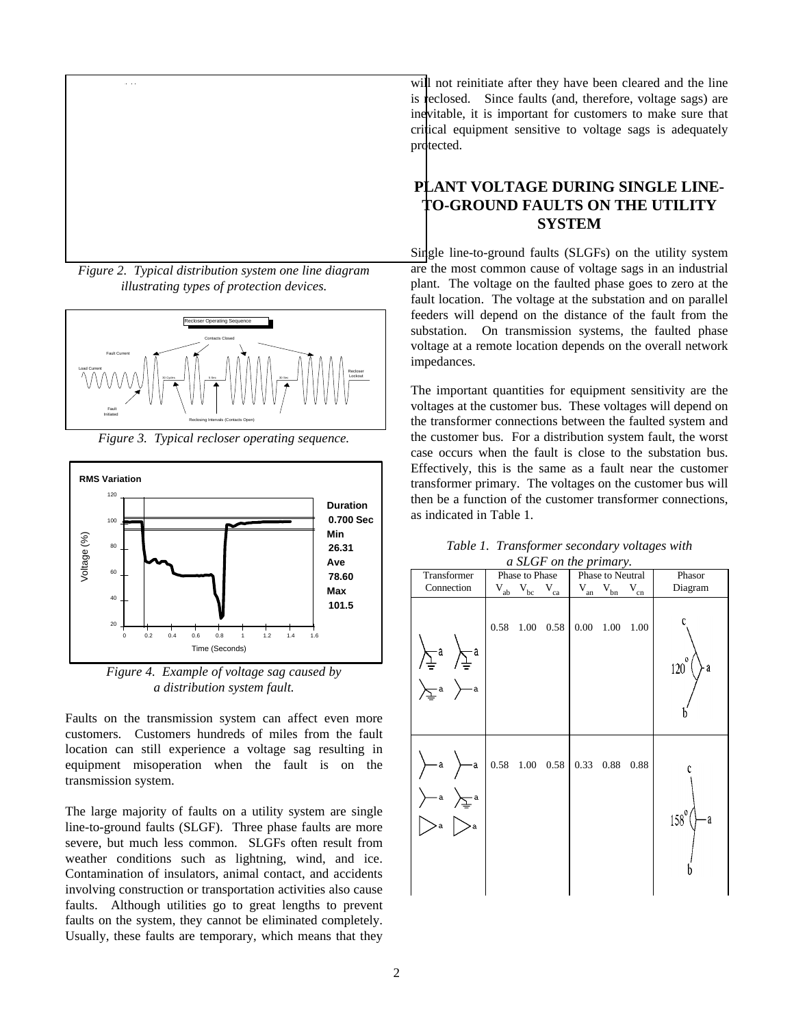*Figure 2. Typical distribution system one line diagram illustrating types of protection devices.*

*Figure 3. Typical recloser operating sequence.*

*Figure 4. Example of voltage sag caused by a distribution system fault.*

Faults on the transmission system can affect even more customers. Customers hundreds of miles from the fault location can still experience a voltage sag resulting in equipment misoperation when the fault is on the transmission system.

The large majority of faults on a utility system are single line-to-ground faults (SLGF). Three phase faults are more severe, but much less common. SLGFs often result from weather conditions such as lightning, wind, and ice. Contamination of insulators, animal contact, and accidents involving construction or transportation activities also cause faults. Although utilities go to great lengths to prevent faults on the system, they cannot be eliminated completely. Usually, these faults are temporary, which means that they will not reinitiate after they have been cleared and the line is reclosed. Since faults (and, therefore, voltage sags) are inevitable, it is important for customers to make sure that critical equipment sensitive to voltage sags is adequately protected.

## PLANT VOLTAGE DURING SINGLE LINE-TO-GROUND FAULTS ON THE UTILITY SYSTEM

Single line-to-ground faults (SLGFs) on the utility system are the most common cause of voltage sags in an industrial plant. The voltage on the faulted phase goes to zero at the fault location. The voltage at the substation and on parallel feeders will depend on the distance of the fault from the substation. On transmission systems, the faulted phase voltage at a remote location depends on the overall network impedances.

The important quantities for equipment sensitivity are the voltages at the customer bus. These voltages will depend on the transformer connections between the faulted system and the customer bus. For a distribution system fault, the worst case occurs when the fault is close to the substation bus. Effectively, this is the same as a fault near the customer transformer primary. The voltages on the customer bus will then be a function of the customer transformer connections, as indicated in Table 1.

*Table 1. Transformer secondary voltages with a SLGF on the primary.*

| Transformer Connection | Phase to Phase | | | Phase to Neutral | | | Phasor Diagram |
|---|---|---|---|---|---|---|---|
| | $V_{ab}$ | $V_{bc}$ | $V_{ca}$ | $V_{an}$ | $V_{bn}$ | $V_{cn}$ | |
| Grounded wye – grounded wye; grounded wye – wye | 0.58 | 1.00 | 0.58 | 0.00 | 1.00 | 1.00 | 120° |
| Wye – wye; wye – grounded wye; delta – delta | 0.58 | 1.00 | 0.58 | 0.33 | 0.88 | 0.88 | 158° |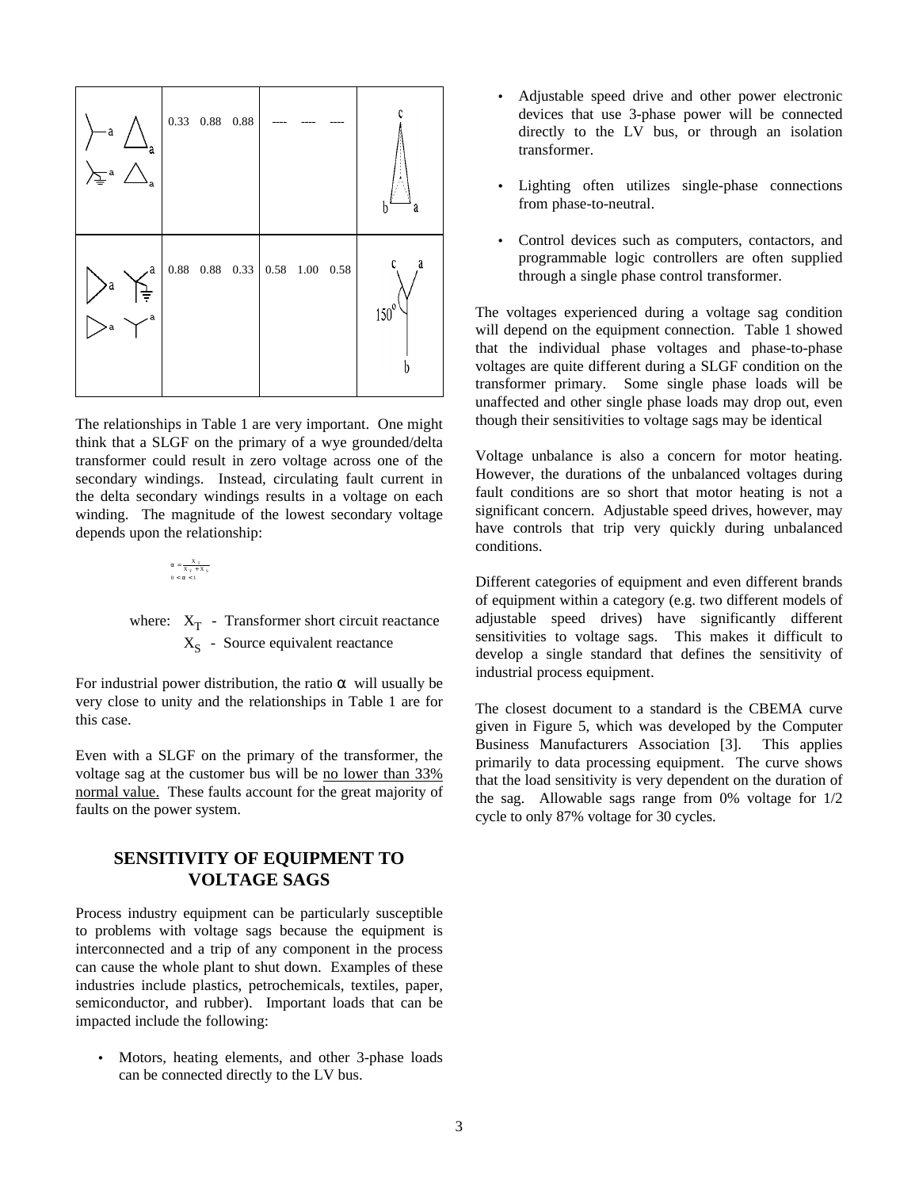| | | | |
|---|---|---|---|
| (transformer connection diagrams) | 0.33 0.88 0.88 | ---- ---- ---- | (phasor diagram: c, b, a) |
| (transformer connection diagrams) | 0.88 0.88 0.33 | 0.58 1.00 0.58 | (phasor diagram: c, a, 150°, b) |

The relationships in Table 1 are very important. One might think that a SLGF on the primary of a wye grounded/delta transformer could result in zero voltage across one of the secondary windings. Instead, circulating fault current in the delta secondary windings results in a voltage on each winding. The magnitude of the lowest secondary voltage depends upon the relationship:

$$\alpha = \frac{X_S}{X_T + X_S}$$
$$0 < \alpha < 1$$

where: $X_T$ - Transformer short circuit reactance
$X_S$ - Source equivalent reactance

For industrial power distribution, the ratio $\alpha$ will usually be very close to unity and the relationships in Table 1 are for this case.

Even with a SLGF on the primary of the transformer, the voltage sag at the customer bus will be no lower than 33% normal value. These faults account for the great majority of faults on the power system.

## SENSITIVITY OF EQUIPMENT TO VOLTAGE SAGS

Process industry equipment can be particularly susceptible to problems with voltage sags because the equipment is interconnected and a trip of any component in the process can cause the whole plant to shut down. Examples of these industries include plastics, petrochemicals, textiles, paper, semiconductor, and rubber). Important loads that can be impacted include the following:

- Motors, heating elements, and other 3-phase loads can be connected directly to the LV bus.
- Adjustable speed drive and other power electronic devices that use 3-phase power will be connected directly to the LV bus, or through an isolation transformer.
- Lighting often utilizes single-phase connections from phase-to-neutral.
- Control devices such as computers, contactors, and programmable logic controllers are often supplied through a single phase control transformer.

The voltages experienced during a voltage sag condition will depend on the equipment connection. Table 1 showed that the individual phase voltages and phase-to-phase voltages are quite different during a SLGF condition on the transformer primary. Some single phase loads will be unaffected and other single phase loads may drop out, even though their sensitivities to voltage sags may be identical

Voltage unbalance is also a concern for motor heating. However, the durations of the unbalanced voltages during fault conditions are so short that motor heating is not a significant concern. Adjustable speed drives, however, may have controls that trip very quickly during unbalanced conditions.

Different categories of equipment and even different brands of equipment within a category (e.g. two different models of adjustable speed drives) have significantly different sensitivities to voltage sags. This makes it difficult to develop a single standard that defines the sensitivity of industrial process equipment.

The closest document to a standard is the CBEMA curve given in Figure 5, which was developed by the Computer Business Manufacturers Association [3]. This applies primarily to data processing equipment. The curve shows that the load sensitivity is very dependent on the duration of the sag. Allowable sags range from 0% voltage for 1/2 cycle to only 87% voltage for 30 cycles.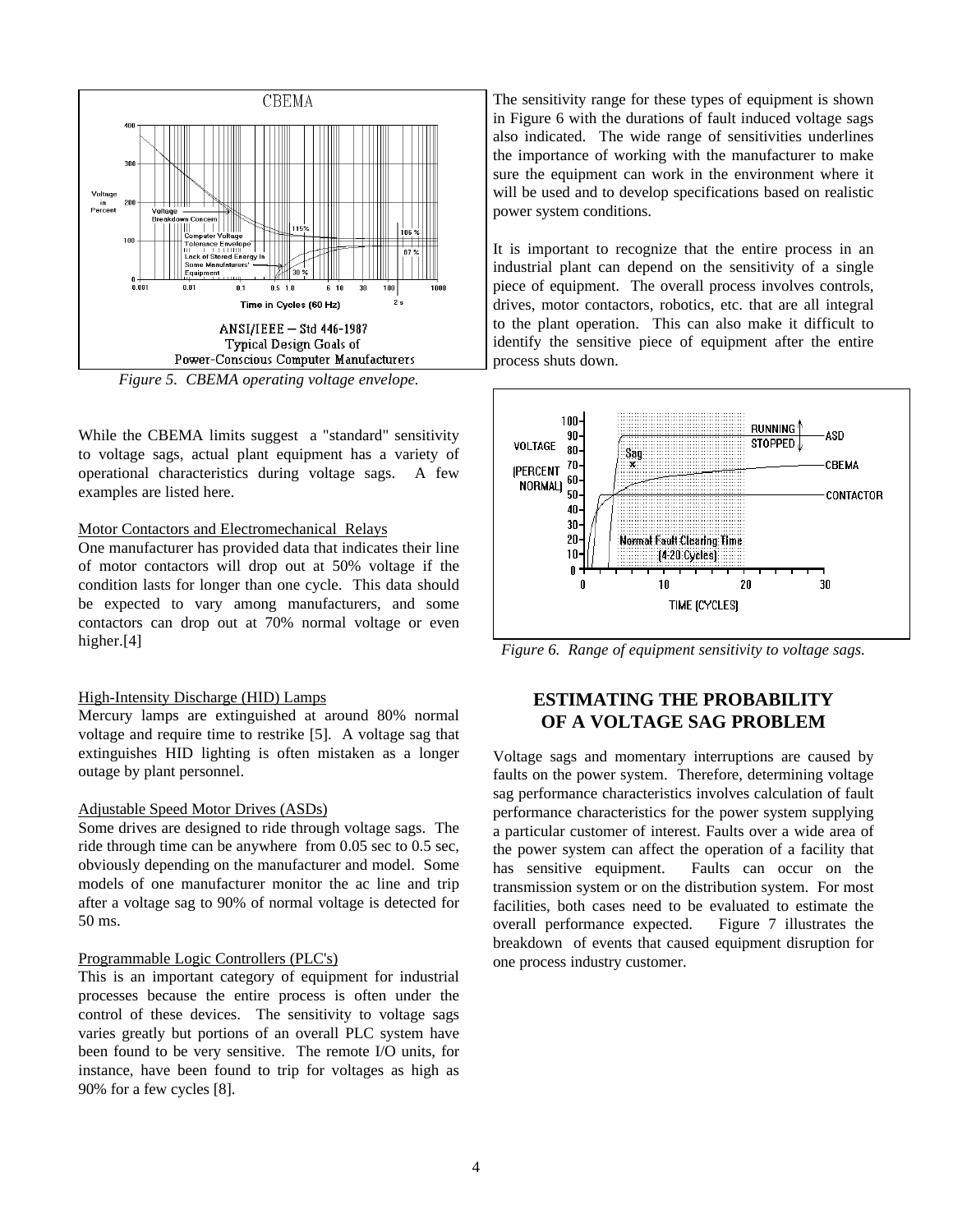Figure 5. CBEMA operating voltage envelope.

While the CBEMA limits suggest a "standard" sensitivity to voltage sags, actual plant equipment has a variety of operational characteristics during voltage sags. A few examples are listed here.

Motor Contactors and Electromechanical Relays

One manufacturer has provided data that indicates their line of motor contactors will drop out at 50% voltage if the condition lasts for longer than one cycle. This data should be expected to vary among manufacturers, and some contactors can drop out at 70% normal voltage or even higher.[4]

High-Intensity Discharge (HID) Lamps

Mercury lamps are extinguished at around 80% normal voltage and require time to restrike [5]. A voltage sag that extinguishes HID lighting is often mistaken as a longer outage by plant personnel.

Adjustable Speed Motor Drives (ASDs)

Some drives are designed to ride through voltage sags. The ride through time can be anywhere from 0.05 sec to 0.5 sec, obviously depending on the manufacturer and model. Some models of one manufacturer monitor the ac line and trip after a voltage sag to 90% of normal voltage is detected for 50 ms.

Programmable Logic Controllers (PLC's)

This is an important category of equipment for industrial processes because the entire process is often under the control of these devices. The sensitivity to voltage sags varies greatly but portions of an overall PLC system have been found to be very sensitive. The remote I/O units, for instance, have been found to trip for voltages as high as 90% for a few cycles [8].

The sensitivity range for these types of equipment is shown in Figure 6 with the durations of fault induced voltage sags also indicated. The wide range of sensitivities underlines the importance of working with the manufacturer to make sure the equipment can work in the environment where it will be used and to develop specifications based on realistic power system conditions.

It is important to recognize that the entire process in an industrial plant can depend on the sensitivity of a single piece of equipment. The overall process involves controls, drives, motor contactors, robotics, etc. that are all integral to the plant operation. This can also make it difficult to identify the sensitive piece of equipment after the entire process shuts down.

Figure 6. Range of equipment sensitivity to voltage sags.

## ESTIMATING THE PROBABILITY OF A VOLTAGE SAG PROBLEM

Voltage sags and momentary interruptions are caused by faults on the power system. Therefore, determining voltage sag performance characteristics involves calculation of fault performance characteristics for the power system supplying a particular customer of interest. Faults over a wide area of the power system can affect the operation of a facility that has sensitive equipment. Faults can occur on the transmission system or on the distribution system. For most facilities, both cases need to be evaluated to estimate the overall performance expected. Figure 7 illustrates the breakdown of events that caused equipment disruption for one process industry customer.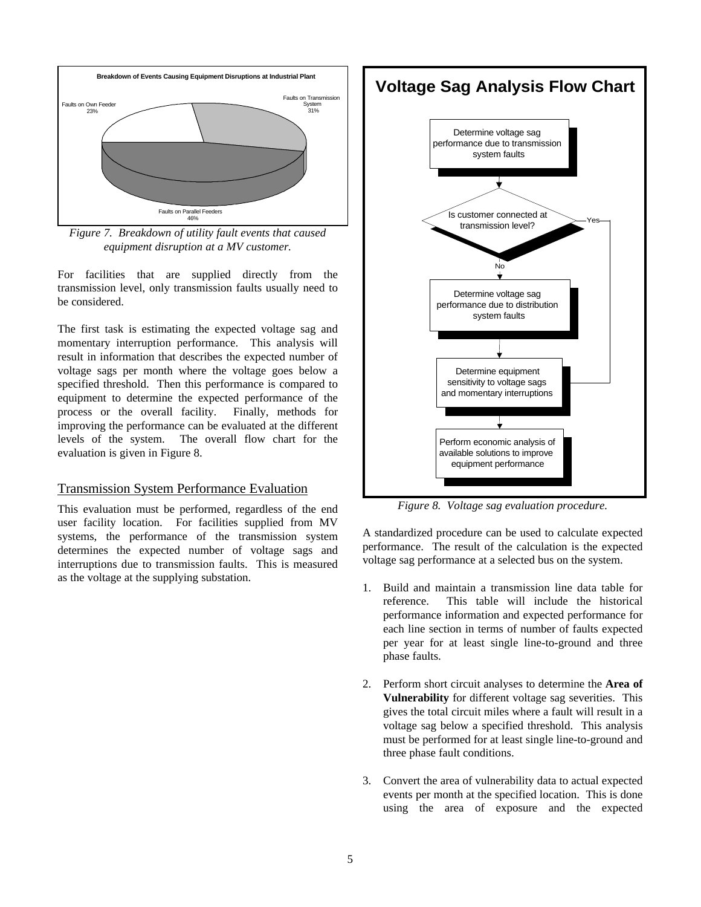Figure 7.  Breakdown of utility fault events that caused equipment disruption at a MV customer.

For facilities that are supplied directly from the transmission level, only transmission faults usually need to be considered.

The first task is estimating the expected voltage sag and momentary interruption performance.  This analysis will result in information that describes the expected number of voltage sags per month where the voltage goes below a specified threshold.  Then this performance is compared to equipment to determine the expected performance of the process or the overall facility.   Finally, methods for improving the performance can be evaluated at the different levels of the system.   The overall flow chart for the evaluation is given in Figure 8.

## Transmission System Performance Evaluation

This evaluation must be performed, regardless of the end user facility location.   For facilities supplied from MV systems, the performance of the transmission system determines the expected number of voltage sags and interruptions due to transmission faults.  This is measured as the voltage at the supplying substation.

Figure 8.  Voltage sag evaluation procedure.

A standardized procedure can be used to calculate expected performance.  The result of the calculation is the expected voltage sag performance at a selected bus on the system.

1. Build and maintain a transmission line data table for reference.   This table will include the historical performance information and expected performance for each line section in terms of number of faults expected per year for at least single line-to-ground and three phase faults.

2. Perform short circuit analyses to determine the **Area of Vulnerability** for different voltage sag severities.  This gives the total circuit miles where a fault will result in a voltage sag below a specified threshold.  This analysis must be performed for at least single line-to-ground and three phase fault conditions.

3. Convert the area of vulnerability data to actual expected events per month at the specified location.  This is done using the area of exposure and the expected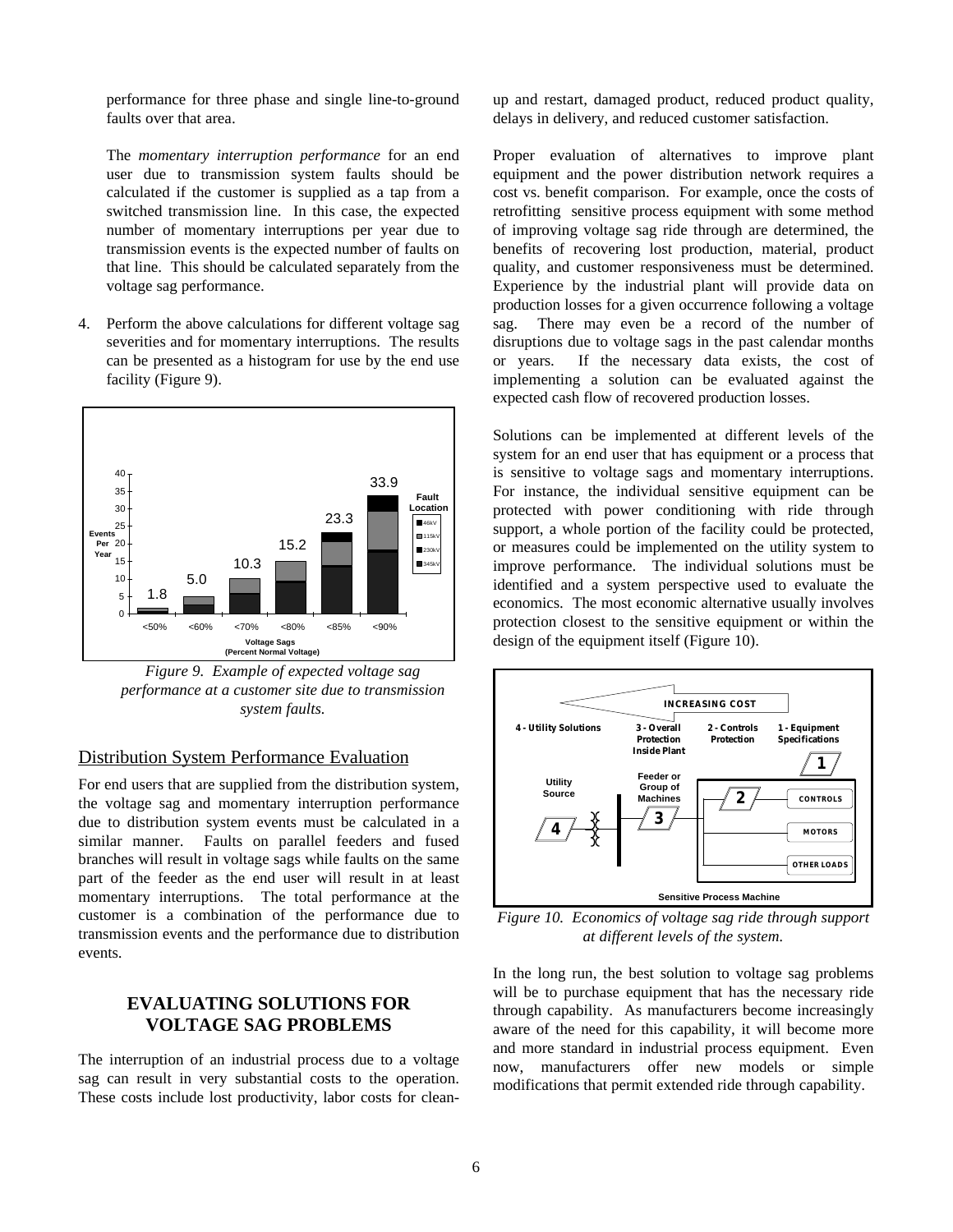performance for three phase and single line-to-ground faults over that area.

The *momentary interruption performance* for an end user due to transmission system faults should be calculated if the customer is supplied as a tap from a switched transmission line. In this case, the expected number of momentary interruptions per year due to transmission events is the expected number of faults on that line. This should be calculated separately from the voltage sag performance.

4. Perform the above calculations for different voltage sag severities and for momentary interruptions. The results can be presented as a histogram for use by the end use facility (Figure 9).

Events Per Year

0
5
10
15
20
25
30
35
40

1.8
5.0
10.3
15.2
23.3
33.9

<50%
<60%
<70%
<80%
<85%
<90%

Voltage Sags
(Percent Normal Voltage)

Fault Location
46kV
115kV
230kV
345kV

*Figure 9. Example of expected voltage sag performance at a customer site due to transmission system faults.*

## Distribution System Performance Evaluation

For end users that are supplied from the distribution system, the voltage sag and momentary interruption performance due to distribution system events must be calculated in a similar manner. Faults on parallel feeders and fused branches will result in voltage sags while faults on the same part of the feeder as the end user will result in at least momentary interruptions. The total performance at the customer is a combination of the performance due to transmission events and the performance due to distribution events.

## EVALUATING SOLUTIONS FOR VOLTAGE SAG PROBLEMS

The interruption of an industrial process due to a voltage sag can result in very substantial costs to the operation. These costs include lost productivity, labor costs for clean-up and restart, damaged product, reduced product quality, delays in delivery, and reduced customer satisfaction.

Proper evaluation of alternatives to improve plant equipment and the power distribution network requires a cost vs. benefit comparison. For example, once the costs of retrofitting sensitive process equipment with some method of improving voltage sag ride through are determined, the benefits of recovering lost production, material, product quality, and customer responsiveness must be determined. Experience by the industrial plant will provide data on production losses for a given occurrence following a voltage sag. There may even be a record of the number of disruptions due to voltage sags in the past calendar months or years. If the necessary data exists, the cost of implementing a solution can be evaluated against the expected cash flow of recovered production losses.

Solutions can be implemented at different levels of the system for an end user that has equipment or a process that is sensitive to voltage sags and momentary interruptions. For instance, the individual sensitive equipment can be protected with power conditioning with ride through support, a whole portion of the facility could be protected, or measures could be implemented on the utility system to improve performance. The individual solutions must be identified and a system perspective used to evaluate the economics. The most economic alternative usually involves protection closest to the sensitive equipment or within the design of the equipment itself (Figure 10).

INCREASING COST

4 - Utility Solutions
3 - Overall Protection Inside Plant
2 - Controls Protection
1 - Equipment Specifications

Utility Source
Feeder or Group of Machines

4
3
2
1

CONTROLS
MOTORS
OTHER LOADS

Sensitive Process Machine

*Figure 10. Economics of voltage sag ride through support at different levels of the system.*

In the long run, the best solution to voltage sag problems will be to purchase equipment that has the necessary ride through capability. As manufacturers become increasingly aware of the need for this capability, it will become more and more standard in industrial process equipment. Even now, manufacturers offer new models or simple modifications that permit extended ride through capability.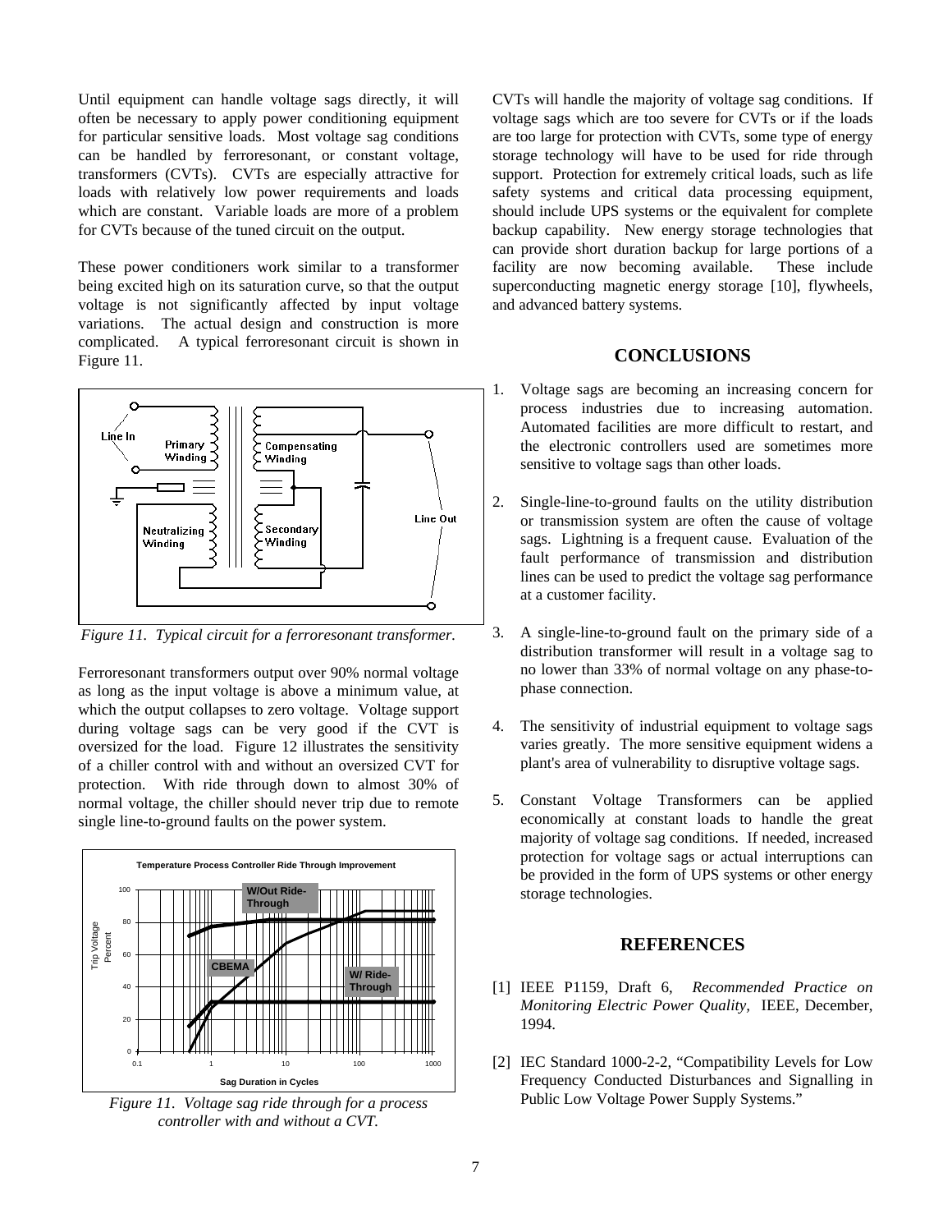Until equipment can handle voltage sags directly, it will often be necessary to apply power conditioning equipment for particular sensitive loads. Most voltage sag conditions can be handled by ferroresonant, or constant voltage, transformers (CVTs). CVTs are especially attractive for loads with relatively low power requirements and loads which are constant. Variable loads are more of a problem for CVTs because of the tuned circuit on the output.

These power conditioners work similar to a transformer being excited high on its saturation curve, so that the output voltage is not significantly affected by input voltage variations. The actual design and construction is more complicated. A typical ferroresonant circuit is shown in Figure 11.

*Figure 11. Typical circuit for a ferroresonant transformer.*

Ferroresonant transformers output over 90% normal voltage as long as the input voltage is above a minimum value, at which the output collapses to zero voltage. Voltage support during voltage sags can be very good if the CVT is oversized for the load. Figure 12 illustrates the sensitivity of a chiller control with and without an oversized CVT for protection. With ride through down to almost 30% of normal voltage, the chiller should never trip due to remote single line-to-ground faults on the power system.

*Figure 11. Voltage sag ride through for a process controller with and without a CVT.*

CVTs will handle the majority of voltage sag conditions. If voltage sags which are too severe for CVTs or if the loads are too large for protection with CVTs, some type of energy storage technology will have to be used for ride through support. Protection for extremely critical loads, such as life safety systems and critical data processing equipment, should include UPS systems or the equivalent for complete backup capability. New energy storage technologies that can provide short duration backup for large portions of a facility are now becoming available. These include superconducting magnetic energy storage [10], flywheels, and advanced battery systems.

## CONCLUSIONS

1. Voltage sags are becoming an increasing concern for process industries due to increasing automation. Automated facilities are more difficult to restart, and the electronic controllers used are sometimes more sensitive to voltage sags than other loads.

2. Single-line-to-ground faults on the utility distribution or transmission system are often the cause of voltage sags. Lightning is a frequent cause. Evaluation of the fault performance of transmission and distribution lines can be used to predict the voltage sag performance at a customer facility.

3. A single-line-to-ground fault on the primary side of a distribution transformer will result in a voltage sag to no lower than 33% of normal voltage on any phase-to-phase connection.

4. The sensitivity of industrial equipment to voltage sags varies greatly. The more sensitive equipment widens a plant's area of vulnerability to disruptive voltage sags.

5. Constant Voltage Transformers can be applied economically at constant loads to handle the great majority of voltage sag conditions. If needed, increased protection for voltage sags or actual interruptions can be provided in the form of UPS systems or other energy storage technologies.

## REFERENCES

[1] IEEE P1159, Draft 6, *Recommended Practice on Monitoring Electric Power Quality*, IEEE, December, 1994.

[2] IEC Standard 1000-2-2, "Compatibility Levels for Low Frequency Conducted Disturbances and Signalling in Public Low Voltage Power Supply Systems."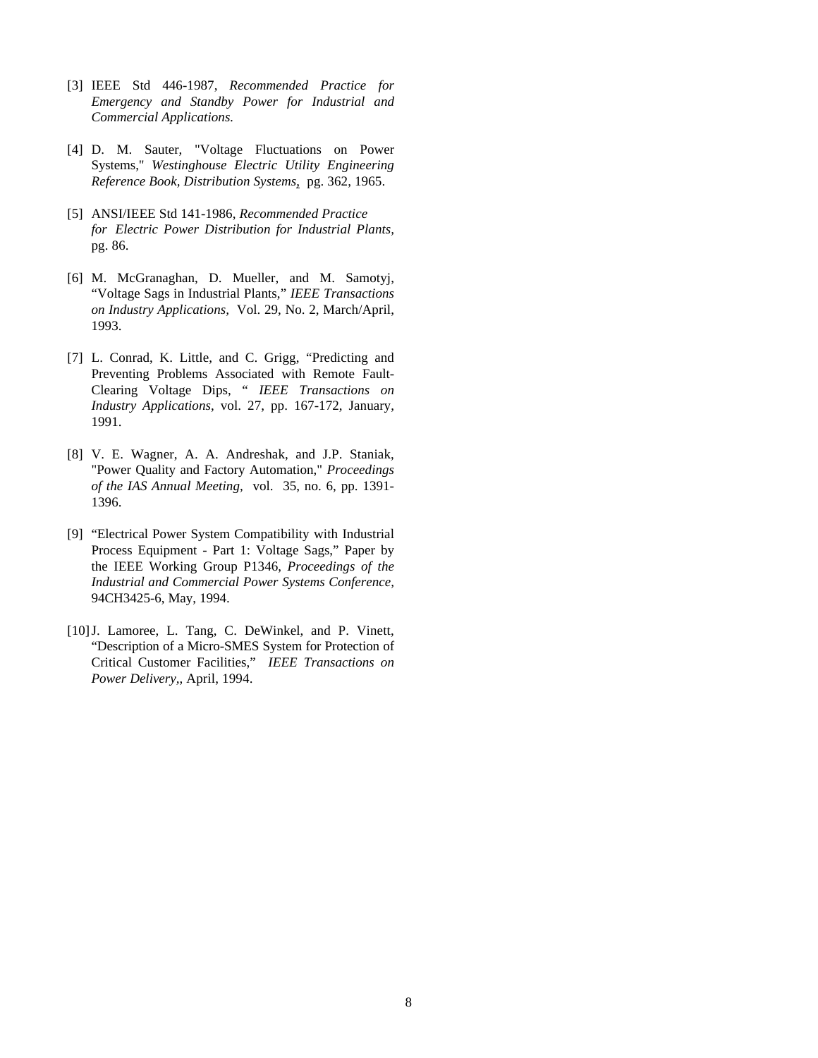[3] IEEE Std 446-1987, *Recommended Practice for Emergency and Standby Power for Industrial and Commercial Applications.*

[4] D. M. Sauter, "Voltage Fluctuations on Power Systems," *Westinghouse Electric Utility Engineering Reference Book, Distribution Systems*, pg. 362, 1965.

[5] ANSI/IEEE Std 141-1986, *Recommended Practice for Electric Power Distribution for Industrial Plants,* pg. 86.

[6] M. McGranaghan, D. Mueller, and M. Samotyj, "Voltage Sags in Industrial Plants," *IEEE Transactions on Industry Applications,* Vol. 29, No. 2, March/April, 1993.

[7] L. Conrad, K. Little, and C. Grigg, "Predicting and Preventing Problems Associated with Remote Fault-Clearing Voltage Dips, " *IEEE Transactions on Industry Applications*, vol. 27, pp. 167-172, January, 1991.

[8] V. E. Wagner, A. A. Andreshak, and J.P. Staniak, "Power Quality and Factory Automation," *Proceedings of the IAS Annual Meeting,* vol. 35, no. 6, pp. 1391-1396.

[9] "Electrical Power System Compatibility with Industrial Process Equipment - Part 1: Voltage Sags," Paper by the IEEE Working Group P1346, *Proceedings of the Industrial and Commercial Power Systems Conference,* 94CH3425-6, May, 1994.

[10] J. Lamoree, L. Tang, C. DeWinkel, and P. Vinett, "Description of a Micro-SMES System for Protection of Critical Customer Facilities," *IEEE Transactions on Power Delivery,*, April, 1994.